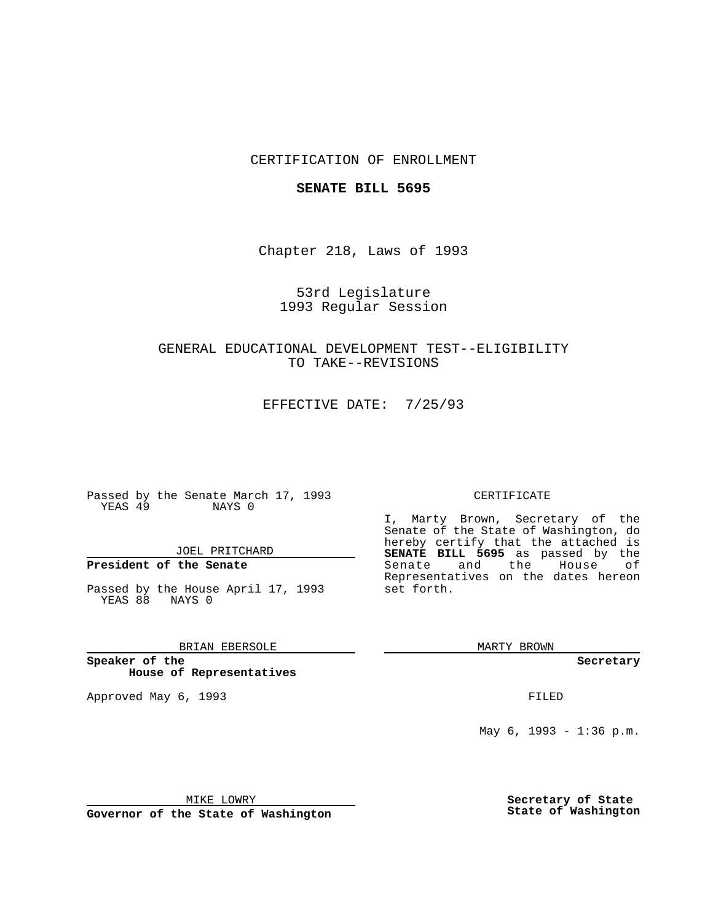CERTIFICATION OF ENROLLMENT

**SENATE BILL 5695**

Chapter 218, Laws of 1993

53rd Legislature
1993 Regular Session

GENERAL EDUCATIONAL DEVELOPMENT TEST--ELIGIBILITY TO TAKE--REVISIONS

EFFECTIVE DATE: 7/25/93

Passed by the Senate March 17, 1993
YEAS 49 NAYS 0

JOEL PRITCHARD

**President of the Senate**

Passed by the House April 17, 1993
YEAS 88 NAYS 0

BRIAN EBERSOLE

**Speaker of the House of Representatives**

Approved May 6, 1993

MIKE LOWRY

**Governor of the State of Washington**

CERTIFICATE

I, Marty Brown, Secretary of the Senate of the State of Washington, do hereby certify that the attached is **SENATE BILL 5695** as passed by the Senate and the House of Representatives on the dates hereon set forth.

MARTY BROWN

**Secretary**

FILED

May 6, 1993 - 1:36 p.m.

**Secretary of State State of Washington**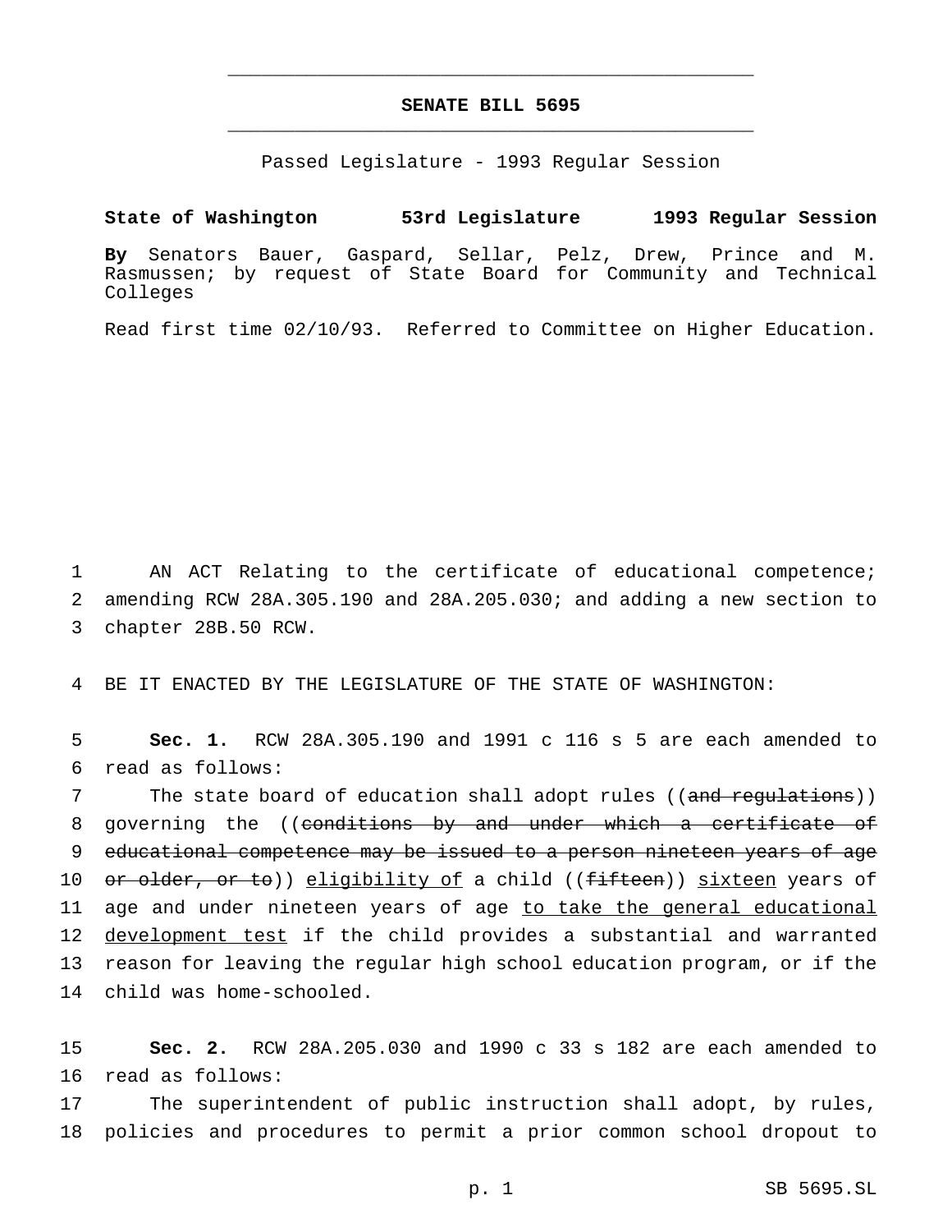# SENATE BILL 5695

Passed Legislature - 1993 Regular Session

**State of Washington 53rd Legislature 1993 Regular Session**

**By** Senators Bauer, Gaspard, Sellar, Pelz, Drew, Prince and M. Rasmussen; by request of State Board for Community and Technical Colleges

Read first time 02/10/93. Referred to Committee on Higher Education.

1 AN ACT Relating to the certificate of educational competence;
2 amending RCW 28A.305.190 and 28A.205.030; and adding a new section to
3 chapter 28B.50 RCW.

4 BE IT ENACTED BY THE LEGISLATURE OF THE STATE OF WASHINGTON:

5 **Sec. 1.** RCW 28A.305.190 and 1991 c 116 s 5 are each amended to
6 read as follows:

7 The state board of education shall adopt rules ((~~and regulations~~))
8 governing the ((~~conditions by and under which a certificate of~~
9 ~~educational competence may be issued to a person nineteen years of age~~
10 ~~or older, or to~~)) eligibility of a child ((~~fifteen~~)) sixteen years of
11 age and under nineteen years of age to take the general educational
12 development test if the child provides a substantial and warranted
13 reason for leaving the regular high school education program, or if the
14 child was home-schooled.

15 **Sec. 2.** RCW 28A.205.030 and 1990 c 33 s 182 are each amended to
16 read as follows:

17 The superintendent of public instruction shall adopt, by rules,
18 policies and procedures to permit a prior common school dropout to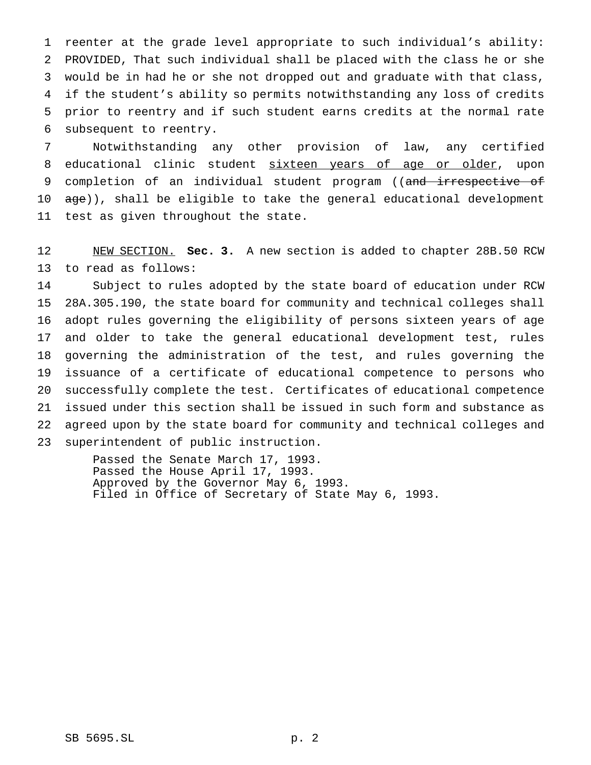reenter at the grade level appropriate to such individual's ability: PROVIDED, That such individual shall be placed with the class he or she would be in had he or she not dropped out and graduate with that class, if the student's ability so permits notwithstanding any loss of credits prior to reentry and if such student earns credits at the normal rate subsequent to reentry.

Notwithstanding any other provision of law, any certified educational clinic student <u>sixteen years of age or older</u>, upon completion of an individual student program ((~~and irrespective of age~~)), shall be eligible to take the general educational development test as given throughout the state.

<u>NEW SECTION.</u> **Sec. 3.** A new section is added to chapter 28B.50 RCW to read as follows:

Subject to rules adopted by the state board of education under RCW 28A.305.190, the state board for community and technical colleges shall adopt rules governing the eligibility of persons sixteen years of age and older to take the general educational development test, rules governing the administration of the test, and rules governing the issuance of a certificate of educational competence to persons who successfully complete the test. Certificates of educational competence issued under this section shall be issued in such form and substance as agreed upon by the state board for community and technical colleges and superintendent of public instruction.

Passed the Senate March 17, 1993.
Passed the House April 17, 1993.
Approved by the Governor May 6, 1993.
Filed in Office of Secretary of State May 6, 1993.